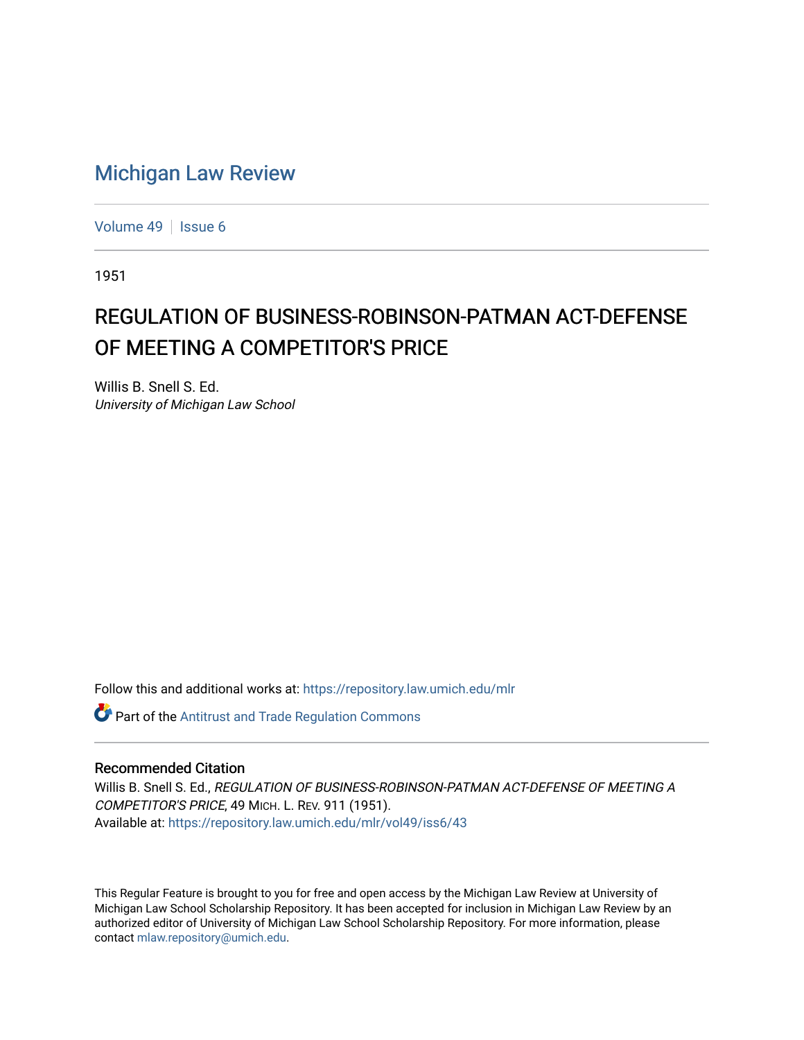# Michigan Law Review

Volume 49 | Issue 6

1951

## REGULATION OF BUSINESS-ROBINSON-PATMAN ACT-DEFENSE OF MEETING A COMPETITOR'S PRICE

Willis B. Snell S. Ed.
*University of Michigan Law School*

Follow this and additional works at: https://repository.law.umich.edu/mlr

Part of the Antitrust and Trade Regulation Commons

### Recommended Citation

Willis B. Snell S. Ed., *REGULATION OF BUSINESS-ROBINSON-PATMAN ACT-DEFENSE OF MEETING A COMPETITOR'S PRICE*, 49 MICH. L. REV. 911 (1951).
Available at: https://repository.law.umich.edu/mlr/vol49/iss6/43

This Regular Feature is brought to you for free and open access by the Michigan Law Review at University of Michigan Law School Scholarship Repository. It has been accepted for inclusion in Michigan Law Review by an authorized editor of University of Michigan Law School Scholarship Repository. For more information, please contact mlaw.repository@umich.edu.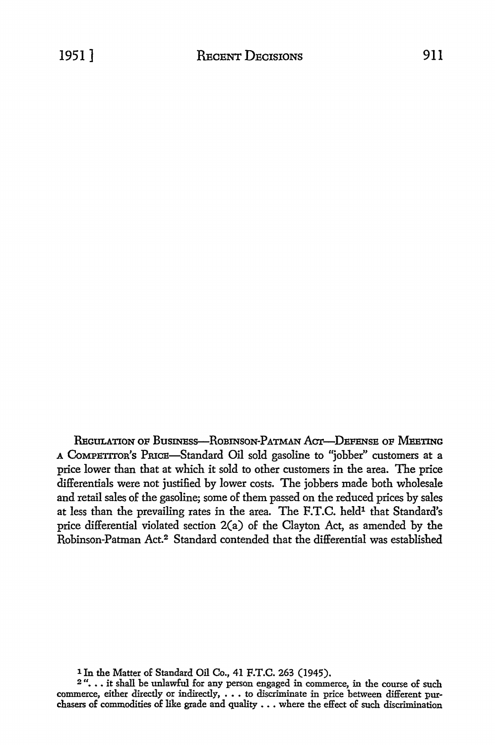REGULATION OF BUSINESS—ROBINSON-PATMAN ACT—DEFENSE OF MEETING A COMPETITOR'S PRICE—Standard Oil sold gasoline to "jobber" customers at a price lower than that at which it sold to other customers in the area. The price differentials were not justified by lower costs. The jobbers made both wholesale and retail sales of the gasoline; some of them passed on the reduced prices by sales at less than the prevailing rates in the area. The F.T.C. held[1] that Standard's price differential violated section 2(a) of the Clayton Act, as amended by the Robinson-Patman Act.[2] Standard contended that the differential was established

[1] In the Matter of Standard Oil Co., 41 F.T.C. 263 (1945).

[2] ". . . it shall be unlawful for any person engaged in commerce, in the course of such commerce, either directly or indirectly, . . . to discriminate in price between different purchasers of commodities of like grade and quality . . . where the effect of such discrimination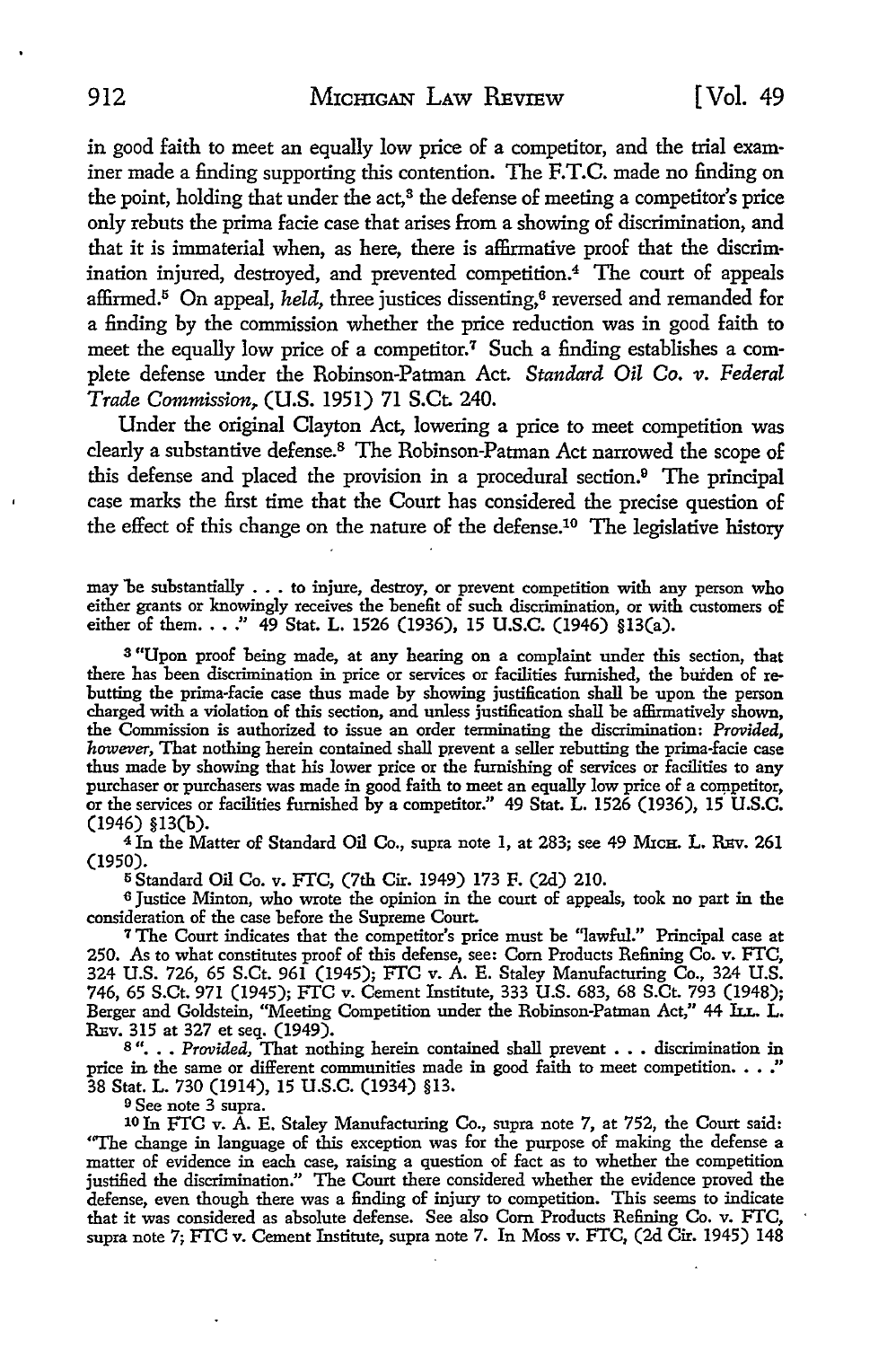in good faith to meet an equally low price of a competitor, and the trial examiner made a finding supporting this contention. The F.T.C. made no finding on the point, holding that under the act,[3] the defense of meeting a competitor's price only rebuts the prima facie case that arises from a showing of discrimination, and that it is immaterial when, as here, there is affirmative proof that the discrimination injured, destroyed, and prevented competition.[4] The court of appeals affirmed.[5] On appeal, *held,* three justices dissenting,[6] reversed and remanded for a finding by the commission whether the price reduction was in good faith to meet the equally low price of a competitor.[7] Such a finding establishes a complete defense under the Robinson-Patman Act. *Standard Oil Co. v. Federal Trade Commission,* (U.S. 1951) 71 S.Ct. 240.

Under the original Clayton Act, lowering a price to meet competition was clearly a substantive defense.[8] The Robinson-Patman Act narrowed the scope of this defense and placed the provision in a procedural section.[9] The principal case marks the first time that the Court has considered the precise question of the effect of this change on the nature of the defense.[10] The legislative history

may be substantially . . . to injure, destroy, or prevent competition with any person who either grants or knowingly receives the benefit of such discrimination, or with customers of either of them. . . ." 49 Stat. L. 1526 (1936), 15 U.S.C. (1946) §13(a).

[3] "Upon proof being made, at any hearing on a complaint under this section, that there has been discrimination in price or services or facilities furnished, the burden of rebutting the prima-facie case thus made by showing justification shall be upon the person charged with a violation of this section, and unless justification shall be affirmatively shown, the Commission is authorized to issue an order terminating the discrimination: *Provided, however,* That nothing herein contained shall prevent a seller rebutting the prima-facie case thus made by showing that his lower price or the furnishing of services or facilities to any purchaser or purchasers was made in good faith to meet an equally low price of a competitor, or the services or facilities furnished by a competitor." 49 Stat. L. 1526 (1936), 15 U.S.C. (1946) §13(b).

[4] In the Matter of Standard Oil Co., supra note 1, at 283; see 49 MICH. L. REV. 261 (1950).

[5] Standard Oil Co. v. FTC, (7th Cir. 1949) 173 F. (2d) 210.

[6] Justice Minton, who wrote the opinion in the court of appeals, took no part in the consideration of the case before the Supreme Court.

[7] The Court indicates that the competitor's price must be "lawful." Principal case at 250. As to what constitutes proof of this defense, see: Corn Products Refining Co. v. FTC, 324 U.S. 726, 65 S.Ct. 961 (1945); FTC v. A. E. Staley Manufacturing Co., 324 U.S. 746, 65 S.Ct. 971 (1945); FTC v. Cement Institute, 333 U.S. 683, 68 S.Ct. 793 (1948); Berger and Goldstein, "Meeting Competition under the Robinson-Patman Act," 44 ILL. L. REV. 315 at 327 et seq. (1949).

[8] ". . . *Provided,* That nothing herein contained shall prevent . . . discrimination in price in the same or different communities made in good faith to meet competition. . . ." 38 Stat. L. 730 (1914), 15 U.S.C. (1934) §13.

[9] See note 3 supra.

[10] In FTC v. A. E. Staley Manufacturing Co., supra note 7, at 752, the Court said: "The change in language of this exception was for the purpose of making the defense a matter of evidence in each case, raising a question of fact as to whether the competition justified the discrimination." The Court there considered whether the evidence proved the defense, even though there was a finding of injury to competition. This seems to indicate that it was considered as absolute defense. See also Corn Products Refining Co. v. FTC, supra note 7; FTC v. Cement Institute, supra note 7. In Moss v. FTC, (2d Cir. 1945) 148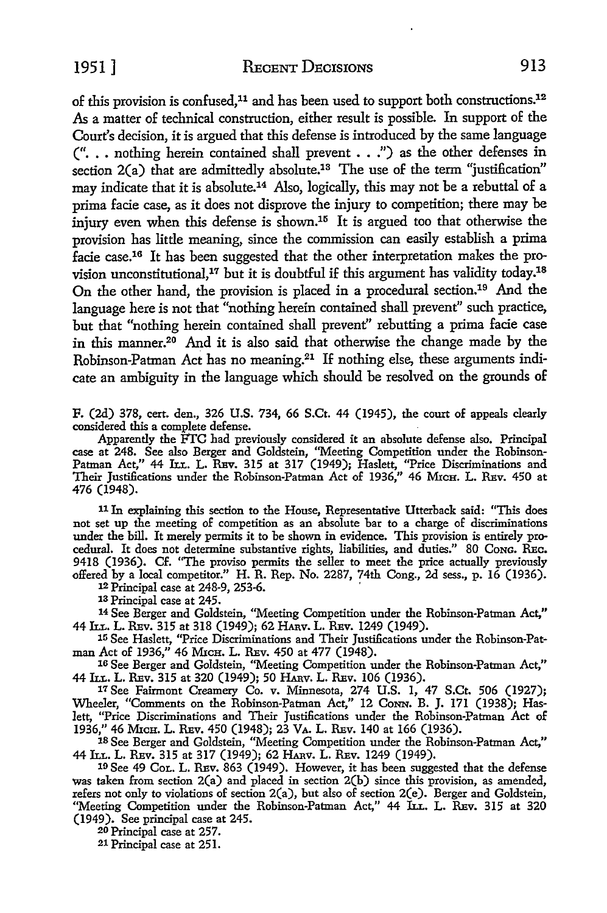of this provision is confused,[11] and has been used to support both constructions.[12] As a matter of technical construction, either result is possible. In support of the Court's decision, it is argued that this defense is introduced by the same language (". . . nothing herein contained shall prevent . . .") as the other defenses in section 2(a) that are admittedly absolute.[13] The use of the term "justification" may indicate that it is absolute.[14] Also, logically, this may not be a rebuttal of a prima facie case, as it does not disprove the injury to competition; there may be injury even when this defense is shown.[15] It is argued too that otherwise the provision has little meaning, since the commission can easily establish a prima facie case.[16] It has been suggested that the other interpretation makes the provision unconstitutional,[17] but it is doubtful if this argument has validity today.[18] On the other hand, the provision is placed in a procedural section.[19] And the language here is not that "nothing herein contained shall prevent" such practice, but that "nothing herein contained shall prevent" rebutting a prima facie case in this manner.[20] And it is also said that otherwise the change made by the Robinson-Patman Act has no meaning.[21] If nothing else, these arguments indicate an ambiguity in the language which should be resolved on the grounds of

F. (2d) 378, cert. den., 326 U.S. 734, 66 S.Ct. 44 (1945), the court of appeals clearly considered this a complete defense.

Apparently the FTC had previously considered it an absolute defense also. Principal case at 248. See also Berger and Goldstein, "Meeting Competition under the Robinson-Patman Act," 44 ILL. L. REV. 315 at 317 (1949); Haslett, "Price Discriminations and Their Justifications under the Robinson-Patman Act of 1936," 46 MICH. L. REV. 450 at 476 (1948).

[11] In explaining this section to the House, Representative Utterback said: "This does not set up the meeting of competition as an absolute bar to a charge of discriminations under the bill. It merely permits it to be shown in evidence. This provision is entirely procedural. It does not determine substantive rights, liabilities, and duties." 80 CONG. REC. 9418 (1936). Cf. "The proviso permits the seller to meet the price actually previously offered by a local competitor." H. R. Rep. No. 2287, 74th Cong., 2d sess., p. 16 (1936).

[12] Principal case at 248-9, 253-6.

[13] Principal case at 245.

[14] See Berger and Goldstein, "Meeting Competition under the Robinson-Patman Act," 44 ILL. L. REV. 315 at 318 (1949); 62 HARV. L. REV. 1249 (1949).

[15] See Haslett, "Price Discriminations and Their Justifications under the Robinson-Patman Act of 1936," 46 MICH. L. REV. 450 at 477 (1948).

[16] See Berger and Goldstein, "Meeting Competition under the Robinson-Patman Act," 44 ILL. L. REV. 315 at 320 (1949); 50 HARV. L. REV. 106 (1936).

[17] See Fairmont Creamery Co. v. Minnesota, 274 U.S. 1, 47 S.Ct. 506 (1927); Wheeler, "Comments on the Robinson-Patman Act," 12 CONN. B. J. 171 (1938); Haslett, "Price Discriminations and Their Justifications under the Robinson-Patman Act of 1936," 46 MICH. L. REV. 450 (1948); 23 VA. L. REV. 140 at 166 (1936).

[18] See Berger and Goldstein, "Meeting Competition under the Robinson-Patman Act," 44 ILL. L. REV. 315 at 317 (1949); 62 HARV. L. REV. 1249 (1949).

[19] See 49 COL. L. REV. 863 (1949). However, it has been suggested that the defense was taken from section 2(a) and placed in section 2(b) since this provision, as amended, refers not only to violations of section 2(a), but also of section 2(e). Berger and Goldstein, "Meeting Competition under the Robinson-Patman Act," 44 ILL. L. REV. 315 at 320 (1949). See principal case at 245.

[20] Principal case at 257.

[21] Principal case at 251.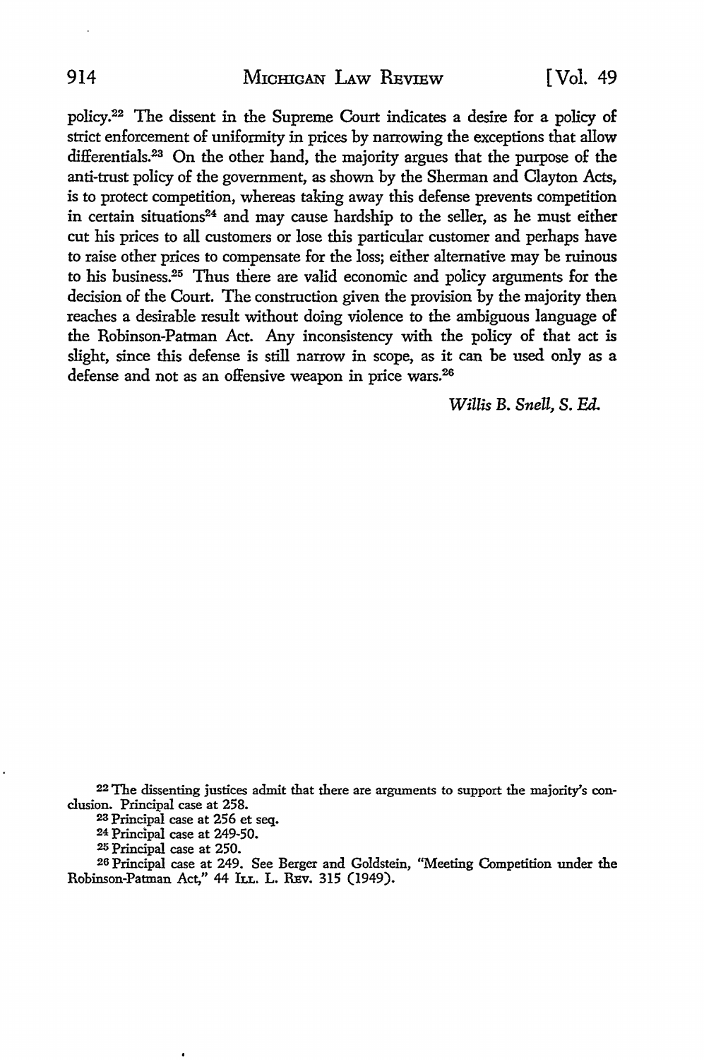policy.[22] The dissent in the Supreme Court indicates a desire for a policy of strict enforcement of uniformity in prices by narrowing the exceptions that allow differentials.[23] On the other hand, the majority argues that the purpose of the anti-trust policy of the government, as shown by the Sherman and Clayton Acts, is to protect competition, whereas taking away this defense prevents competition in certain situations[24] and may cause hardship to the seller, as he must either cut his prices to all customers or lose this particular customer and perhaps have to raise other prices to compensate for the loss; either alternative may be ruinous to his business.[25] Thus there are valid economic and policy arguments for the decision of the Court. The construction given the provision by the majority then reaches a desirable result without doing violence to the ambiguous language of the Robinson-Patman Act. Any inconsistency with the policy of that act is slight, since this defense is still narrow in scope, as it can be used only as a defense and not as an offensive weapon in price wars.[26]

*Willis B. Snell, S. Ed.*

---

[22] The dissenting justices admit that there are arguments to support the majority's conclusion. Principal case at 258.

[23] Principal case at 256 et seq.

[24] Principal case at 249-50.

[25] Principal case at 250.

[26] Principal case at 249. See Berger and Goldstein, "Meeting Competition under the Robinson-Patman Act," 44 ILL. L. REV. 315 (1949).